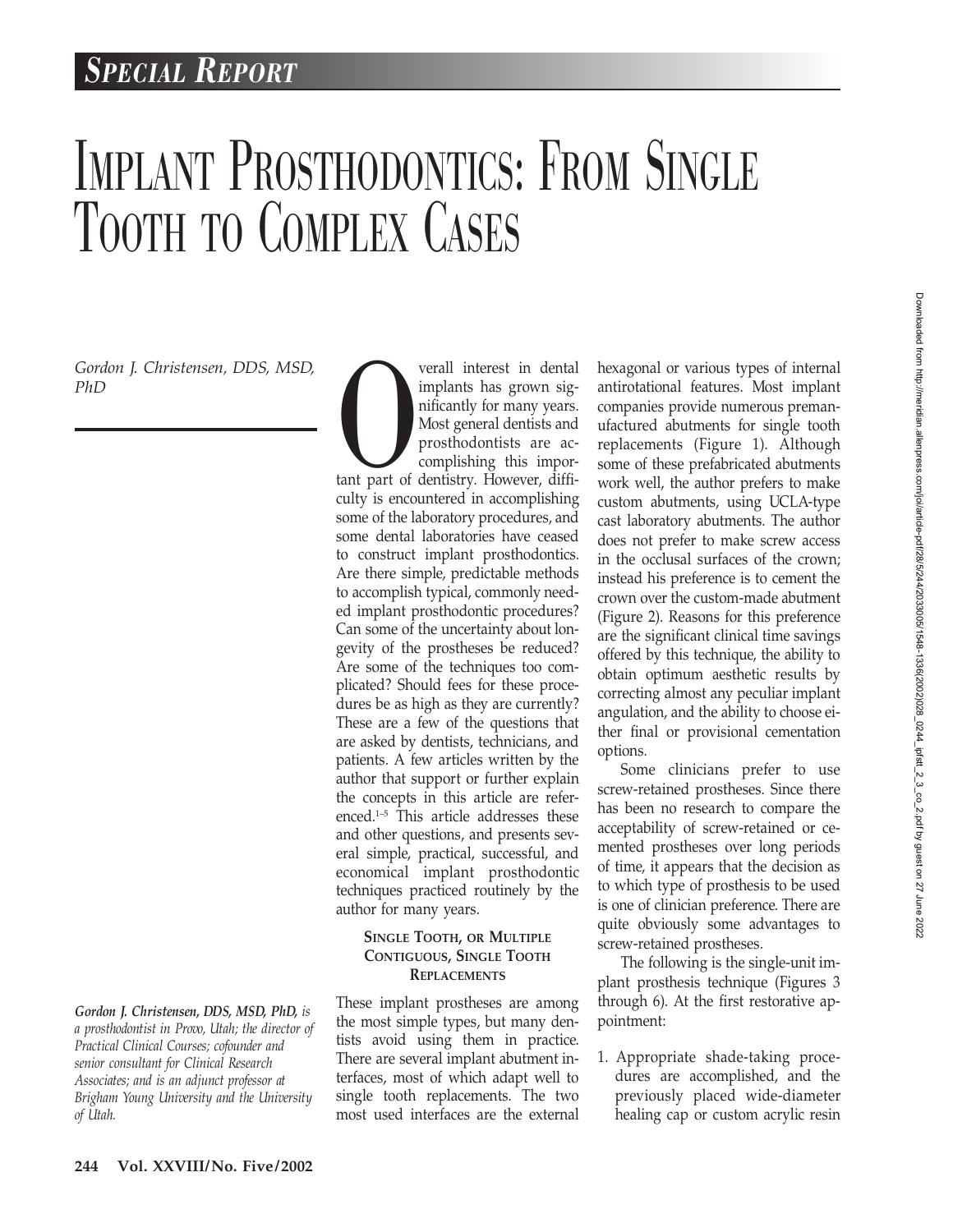# Implant Prosthodontics: From Single Tooth to Complex Cases

*Gordon J. Christensen, DDS, MSD, PhD*

Overall interest in dental implants has grown significantly for many years. Most general dentists and prosthodontists are accomplishing this important part of dentistry. However, difficulty is encountered in accomplishing some of the laboratory procedures, and some dental laboratories have ceased to construct implant prosthodontics. Are there simple, predictable methods to accomplish typical, commonly needed implant prosthodontic procedures? Can some of the uncertainty about longevity of the prostheses be reduced? Are some of the techniques too complicated? Should fees for these procedures be as high as they are currently? These are a few of the questions that are asked by dentists, technicians, and patients. A few articles written by the author that support or further explain the concepts in this article are referenced.[1–5] This article addresses these and other questions, and presents several simple, practical, successful, and economical implant prosthodontic techniques practiced routinely by the author for many years.

## Single Tooth, or Multiple Contiguous, Single Tooth Replacements

These implant prostheses are among the most simple types, but many dentists avoid using them in practice. There are several implant abutment interfaces, most of which adapt well to single tooth replacements. The two most used interfaces are the external hexagonal or various types of internal antirotational features. Most implant companies provide numerous premanufactured abutments for single tooth replacements (Figure 1). Although some of these prefabricated abutments work well, the author prefers to make custom abutments, using UCLA-type cast laboratory abutments. The author does not prefer to make screw access in the occlusal surfaces of the crown; instead his preference is to cement the crown over the custom-made abutment (Figure 2). Reasons for this preference are the significant clinical time savings offered by this technique, the ability to obtain optimum aesthetic results by correcting almost any peculiar implant angulation, and the ability to choose either final or provisional cementation options.

Some clinicians prefer to use screw-retained prostheses. Since there has been no research to compare the acceptability of screw-retained or cemented prostheses over long periods of time, it appears that the decision as to which type of prosthesis to be used is one of clinician preference. There are quite obviously some advantages to screw-retained prostheses.

The following is the single-unit implant prosthesis technique (Figures 3 through 6). At the first restorative appointment:

1. Appropriate shade-taking procedures are accomplished, and the previously placed wide-diameter healing cap or custom acrylic resin

***Gordon J. Christensen, DDS, MSD, PhD,*** *is a prosthodontist in Provo, Utah; the director of Practical Clinical Courses; cofounder and senior consultant for Clinical Research Associates; and is an adjunct professor at Brigham Young University and the University of Utah.*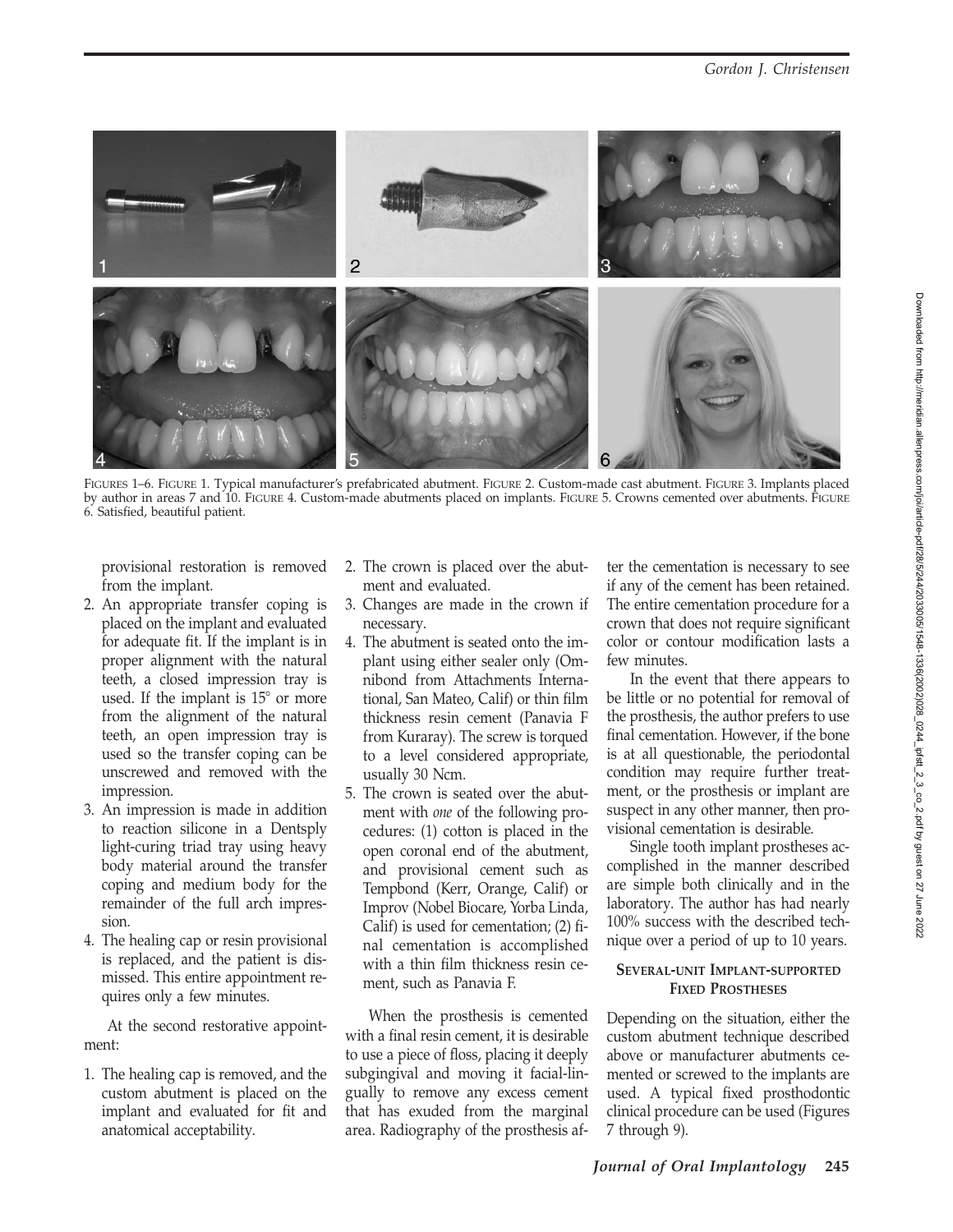FIGURES 1–6. FIGURE 1. Typical manufacturer's prefabricated abutment. FIGURE 2. Custom-made cast abutment. FIGURE 3. Implants placed by author in areas 7 and 10. FIGURE 4. Custom-made abutments placed on implants. FIGURE 5. Crowns cemented over abutments. FIGURE 6. Satisfied, beautiful patient.

provisional restoration is removed from the implant.

2. An appropriate transfer coping is placed on the implant and evaluated for adequate fit. If the implant is in proper alignment with the natural teeth, a closed impression tray is used. If the implant is 15° or more from the alignment of the natural teeth, an open impression tray is used so the transfer coping can be unscrewed and removed with the impression.
3. An impression is made in addition to reaction silicone in a Dentsply light-curing triad tray using heavy body material around the transfer coping and medium body for the remainder of the full arch impression.
4. The healing cap or resin provisional is replaced, and the patient is dismissed. This entire appointment requires only a few minutes.

At the second restorative appointment:

1. The healing cap is removed, and the custom abutment is placed on the implant and evaluated for fit and anatomical acceptability.
2. The crown is placed over the abutment and evaluated.
3. Changes are made in the crown if necessary.
4. The abutment is seated onto the implant using either sealer only (Omnibond from Attachments International, San Mateo, Calif) or thin film thickness resin cement (Panavia F from Kuraray). The screw is torqued to a level considered appropriate, usually 30 Ncm.
5. The crown is seated over the abutment with *one* of the following procedures: (1) cotton is placed in the open coronal end of the abutment, and provisional cement such as Tempbond (Kerr, Orange, Calif) or Improv (Nobel Biocare, Yorba Linda, Calif) is used for cementation; (2) final cementation is accomplished with a thin film thickness resin cement, such as Panavia F.

When the prosthesis is cemented with a final resin cement, it is desirable to use a piece of floss, placing it deeply subgingival and moving it facial-lingually to remove any excess cement that has exuded from the marginal area. Radiography of the prosthesis after the cementation is necessary to see if any of the cement has been retained. The entire cementation procedure for a crown that does not require significant color or contour modification lasts a few minutes.

In the event that there appears to be little or no potential for removal of the prosthesis, the author prefers to use final cementation. However, if the bone is at all questionable, the periodontal condition may require further treatment, or the prosthesis or implant are suspect in any other manner, then provisional cementation is desirable.

Single tooth implant prostheses accomplished in the manner described are simple both clinically and in the laboratory. The author has had nearly 100% success with the described technique over a period of up to 10 years.

## SEVERAL-UNIT IMPLANT-SUPPORTED FIXED PROSTHESES

Depending on the situation, either the custom abutment technique described above or manufacturer abutments cemented or screwed to the implants are used. A typical fixed prosthodontic clinical procedure can be used (Figures 7 through 9).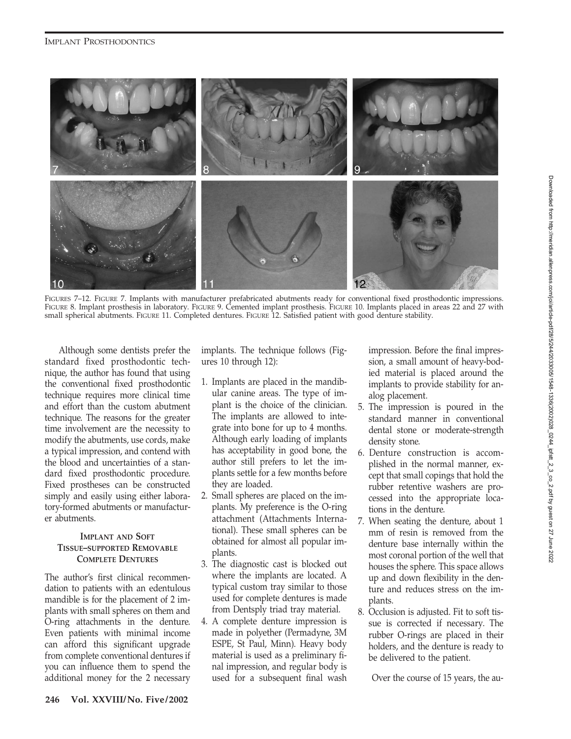FIGURES 7–12. FIGURE 7. Implants with manufacturer prefabricated abutments ready for conventional fixed prosthodontic impressions. FIGURE 8. Implant prosthesis in laboratory. FIGURE 9. Cemented implant prosthesis. FIGURE 10. Implants placed in areas 22 and 27 with small spherical abutments. FIGURE 11. Completed dentures. FIGURE 12. Satisfied patient with good denture stability.

Although some dentists prefer the standard fixed prosthodontic technique, the author has found that using the conventional fixed prosthodontic technique requires more clinical time and effort than the custom abutment technique. The reasons for the greater time involvement are the necessity to modify the abutments, use cords, make a typical impression, and contend with the blood and uncertainties of a standard fixed prosthodontic procedure. Fixed prostheses can be constructed simply and easily using either laboratory-formed abutments or manufacturer abutments.

### IMPLANT AND SOFT TISSUE–SUPPORTED REMOVABLE COMPLETE DENTURES

The author's first clinical recommendation to patients with an edentulous mandible is for the placement of 2 implants with small spheres on them and O-ring attachments in the denture. Even patients with minimal income can afford this significant upgrade from complete conventional dentures if you can influence them to spend the additional money for the 2 necessary implants. The technique follows (Figures 10 through 12):

1. Implants are placed in the mandibular canine areas. The type of implant is the choice of the clinician. The implants are allowed to integrate into bone for up to 4 months. Although early loading of implants has acceptability in good bone, the author still prefers to let the implants settle for a few months before they are loaded.
2. Small spheres are placed on the implants. My preference is the O-ring attachment (Attachments International). These small spheres can be obtained for almost all popular implants.
3. The diagnostic cast is blocked out where the implants are located. A typical custom tray similar to those used for complete dentures is made from Dentsply triad tray material.
4. A complete denture impression is made in polyether (Permadyne, 3M ESPE, St Paul, Minn). Heavy body material is used as a preliminary final impression, and regular body is used for a subsequent final wash impression. Before the final impression, a small amount of heavy-bodied material is placed around the implants to provide stability for analog placement.
5. The impression is poured in the standard manner in conventional dental stone or moderate-strength density stone.
6. Denture construction is accomplished in the normal manner, except that small copings that hold the rubber retentive washers are processed into the appropriate locations in the denture.
7. When seating the denture, about 1 mm of resin is removed from the denture base internally within the most coronal portion of the well that houses the sphere. This space allows up and down flexibility in the denture and reduces stress on the implants.
8. Occlusion is adjusted. Fit to soft tissue is corrected if necessary. The rubber O-rings are placed in their holders, and the denture is ready to be delivered to the patient.

Over the course of 15 years, the au-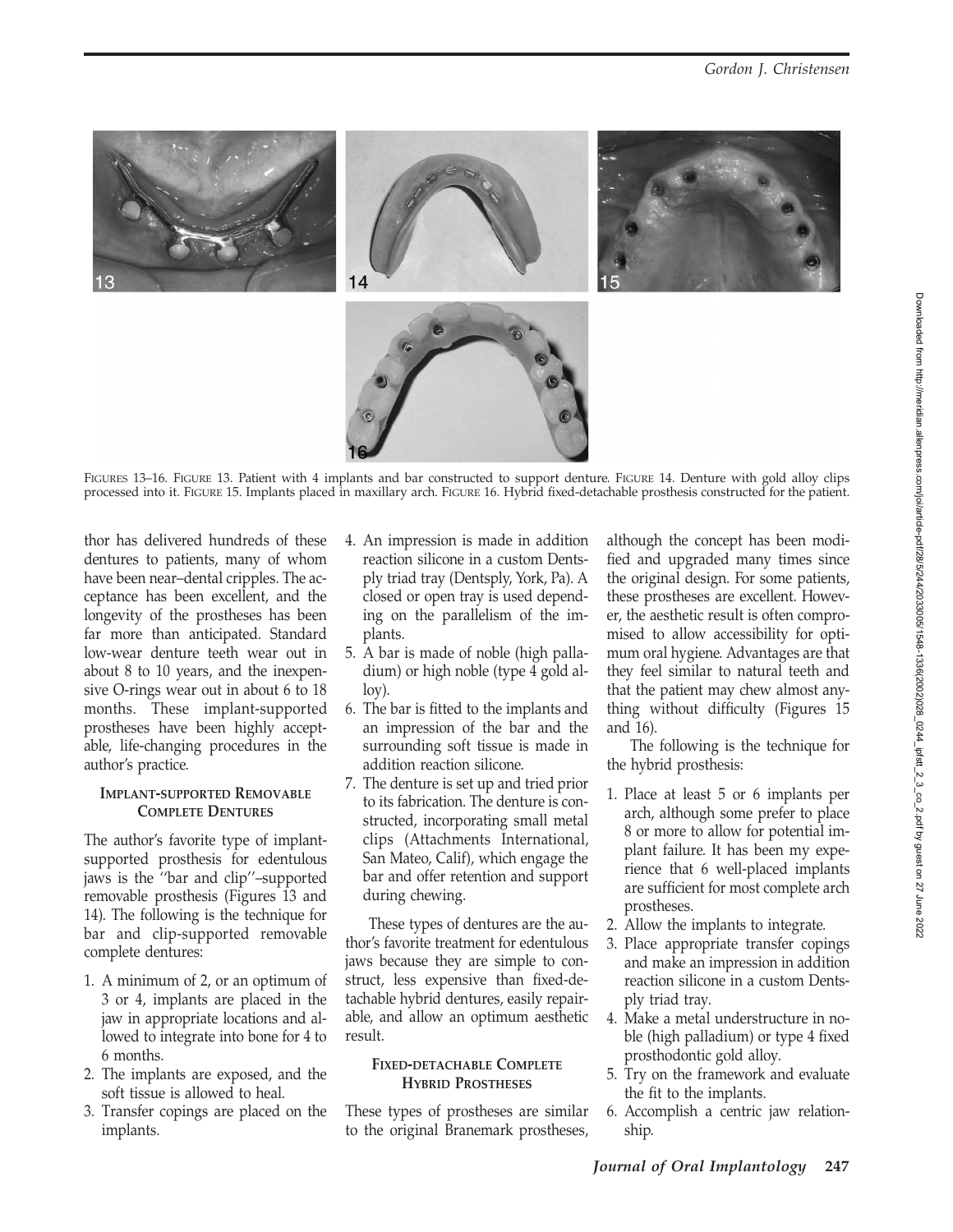FIGURES 13–16. FIGURE 13. Patient with 4 implants and bar constructed to support denture. FIGURE 14. Denture with gold alloy clips processed into it. FIGURE 15. Implants placed in maxillary arch. FIGURE 16. Hybrid fixed-detachable prosthesis constructed for the patient.

thor has delivered hundreds of these dentures to patients, many of whom have been near–dental cripples. The acceptance has been excellent, and the longevity of the prostheses has been far more than anticipated. Standard low-wear denture teeth wear out in about 8 to 10 years, and the inexpensive O-rings wear out in about 6 to 18 months. These implant-supported prostheses have been highly acceptable, life-changing procedures in the author's practice.

### IMPLANT-SUPPORTED REMOVABLE COMPLETE DENTURES

The author's favorite type of implant-supported prosthesis for edentulous jaws is the "bar and clip"–supported removable prosthesis (Figures 13 and 14). The following is the technique for bar and clip-supported removable complete dentures:

1. A minimum of 2, or an optimum of 3 or 4, implants are placed in the jaw in appropriate locations and allowed to integrate into bone for 4 to 6 months.
2. The implants are exposed, and the soft tissue is allowed to heal.
3. Transfer copings are placed on the implants.
4. An impression is made in addition reaction silicone in a custom Dentsply triad tray (Dentsply, York, Pa). A closed or open tray is used depending on the parallelism of the implants.
5. A bar is made of noble (high palladium) or high noble (type 4 gold alloy).
6. The bar is fitted to the implants and an impression of the bar and the surrounding soft tissue is made in addition reaction silicone.
7. The denture is set up and tried prior to its fabrication. The denture is constructed, incorporating small metal clips (Attachments International, San Mateo, Calif), which engage the bar and offer retention and support during chewing.

These types of dentures are the author's favorite treatment for edentulous jaws because they are simple to construct, less expensive than fixed-detachable hybrid dentures, easily repairable, and allow an optimum aesthetic result.

### FIXED-DETACHABLE COMPLETE HYBRID PROSTHESES

These types of prostheses are similar to the original Branemark prostheses, although the concept has been modified and upgraded many times since the original design. For some patients, these prostheses are excellent. However, the aesthetic result is often compromised to allow accessibility for optimum oral hygiene. Advantages are that they feel similar to natural teeth and that the patient may chew almost anything without difficulty (Figures 15 and 16).

The following is the technique for the hybrid prosthesis:

1. Place at least 5 or 6 implants per arch, although some prefer to place 8 or more to allow for potential implant failure. It has been my experience that 6 well-placed implants are sufficient for most complete arch prostheses.
2. Allow the implants to integrate.
3. Place appropriate transfer copings and make an impression in addition reaction silicone in a custom Dentsply triad tray.
4. Make a metal understructure in noble (high palladium) or type 4 fixed prosthodontic gold alloy.
5. Try on the framework and evaluate the fit to the implants.
6. Accomplish a centric jaw relationship.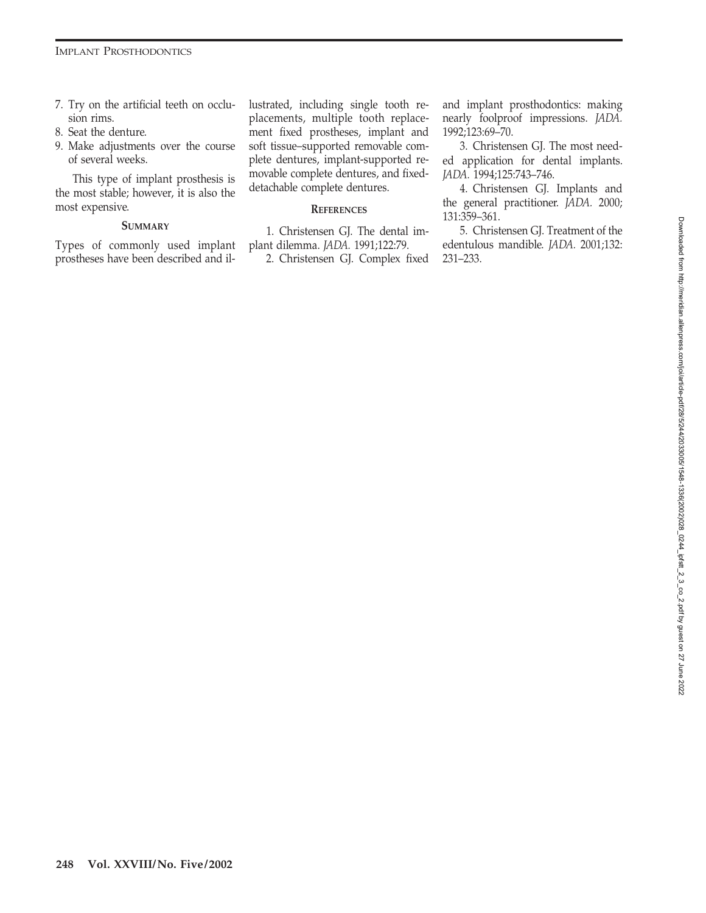7. Try on the artificial teeth on occlusion rims.
8. Seat the denture.
9. Make adjustments over the course of several weeks.

This type of implant prosthesis is the most stable; however, it is also the most expensive.

## Summary

Types of commonly used implant prostheses have been described and illustrated, including single tooth replacements, multiple tooth replacement fixed prostheses, implant and soft tissue–supported removable complete dentures, implant-supported removable complete dentures, and fixed-detachable complete dentures.

## References

1. Christensen GJ. The dental implant dilemma. *JADA.* 1991;122:79.
2. Christensen GJ. Complex fixed and implant prosthodontics: making nearly foolproof impressions. *JADA.* 1992;123:69–70.
3. Christensen GJ. The most needed application for dental implants. *JADA.* 1994;125:743–746.
4. Christensen GJ. Implants and the general practitioner. *JADA.* 2000; 131:359–361.
5. Christensen GJ. Treatment of the edentulous mandible. *JADA.* 2001;132: 231–233.